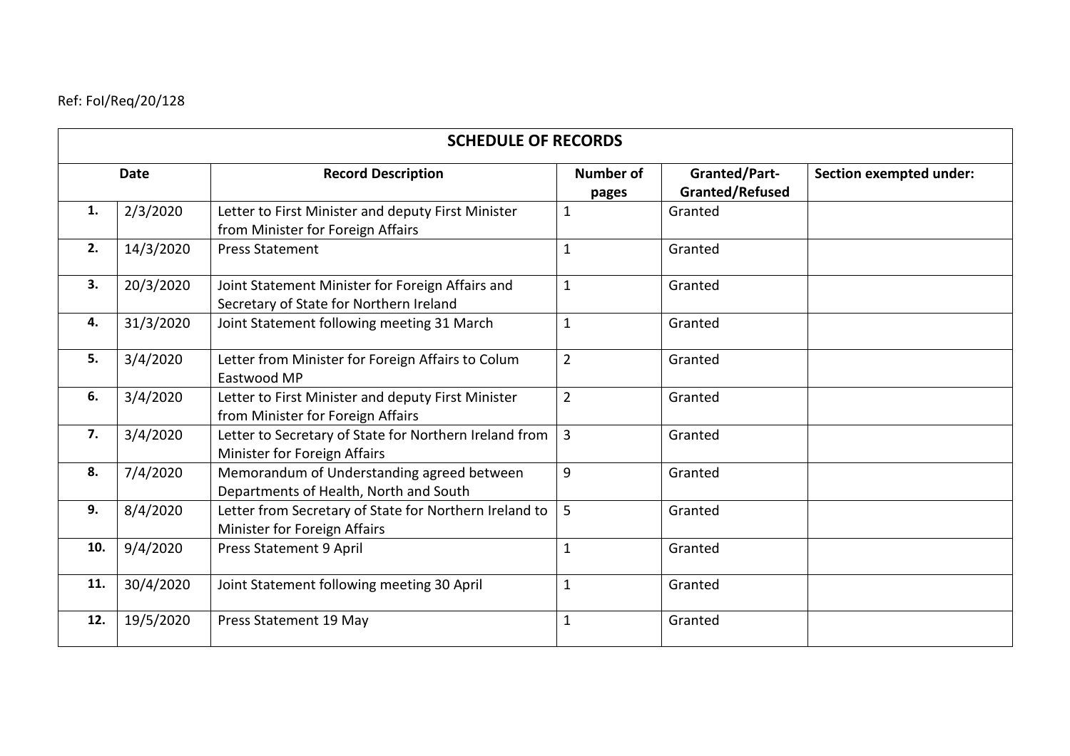Ref: FoI/Req/20/128

| SCHEDULE OF RECORDS | | | | | |
|---|---|---|---|---|---|
| **Date** | | **Record Description** | **Number of pages** | **Granted/Part-Granted/Refused** | **Section exempted under:** |
| **1.** | 2/3/2020 | Letter to First Minister and deputy First Minister from Minister for Foreign Affairs | 1 | Granted | |
| **2.** | 14/3/2020 | Press Statement | 1 | Granted | |
| **3.** | 20/3/2020 | Joint Statement Minister for Foreign Affairs and Secretary of State for Northern Ireland | 1 | Granted | |
| **4.** | 31/3/2020 | Joint Statement following meeting 31 March | 1 | Granted | |
| **5.** | 3/4/2020 | Letter from Minister for Foreign Affairs to Colum Eastwood MP | 2 | Granted | |
| **6.** | 3/4/2020 | Letter to First Minister and deputy First Minister from Minister for Foreign Affairs | 2 | Granted | |
| **7.** | 3/4/2020 | Letter to Secretary of State for Northern Ireland from Minister for Foreign Affairs | 3 | Granted | |
| **8.** | 7/4/2020 | Memorandum of Understanding agreed between Departments of Health, North and South | 9 | Granted | |
| **9.** | 8/4/2020 | Letter from Secretary of State for Northern Ireland to Minister for Foreign Affairs | 5 | Granted | |
| **10.** | 9/4/2020 | Press Statement 9 April | 1 | Granted | |
| **11.** | 30/4/2020 | Joint Statement following meeting 30 April | 1 | Granted | |
| **12.** | 19/5/2020 | Press Statement 19 May | 1 | Granted | |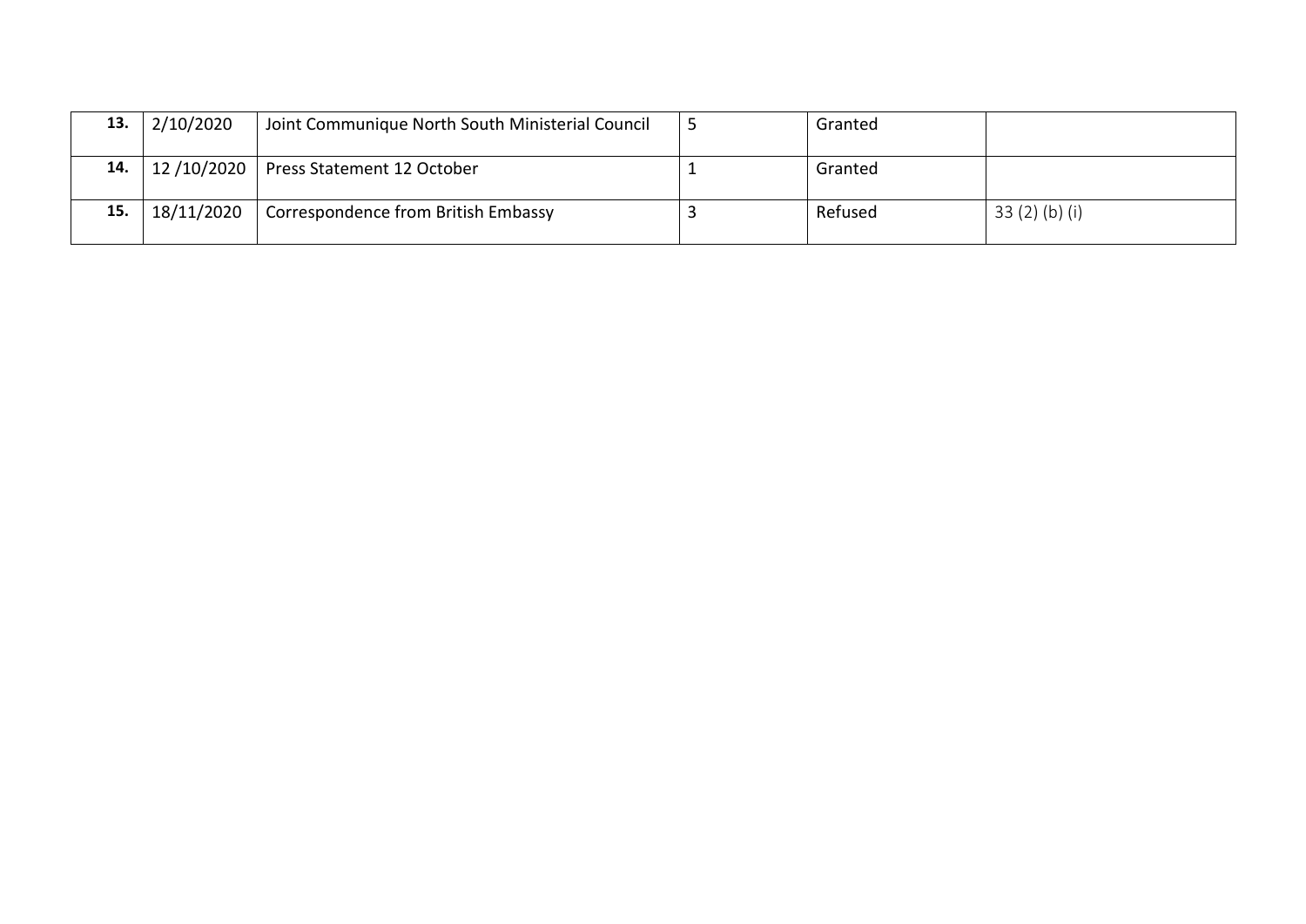| | | | | | |
|---|---|---|---|---|---|
| **13.** | 2/10/2020 | Joint Communique North South Ministerial Council | 5 | Granted | |
| **14.** | 12 /10/2020 | Press Statement 12 October | 1 | Granted | |
| **15.** | 18/11/2020 | Correspondence from British Embassy | 3 | Refused | 33 (2) (b) (i) |